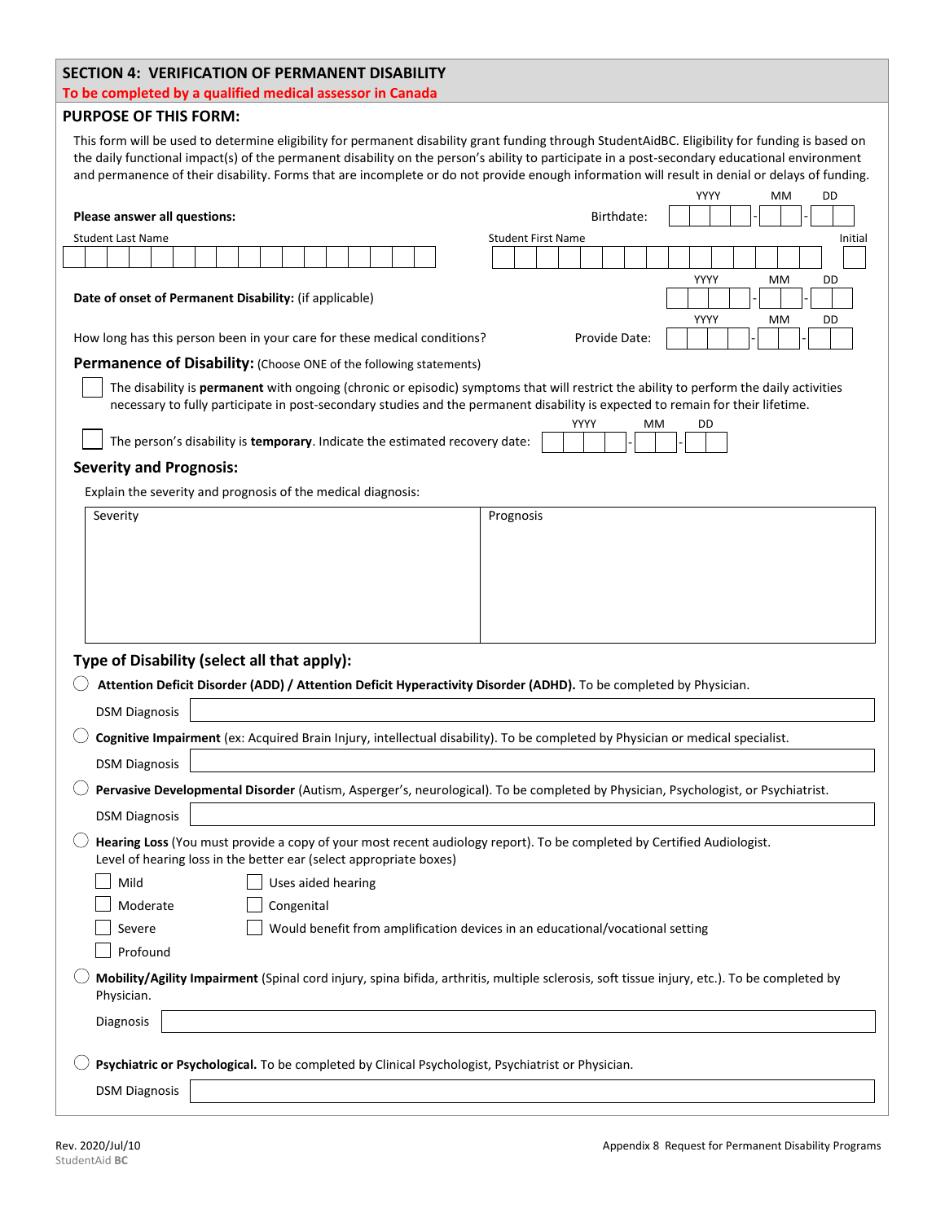## SECTION 4: VERIFICATION OF PERMANENT DISABILITY

**To be completed by a qualified medical assessor in Canada**

### PURPOSE OF THIS FORM:

This form will be used to determine eligibility for permanent disability grant funding through StudentAidBC. Eligibility for funding is based on the daily functional impact(s) of the permanent disability on the person's ability to participate in a post-secondary educational environment and permanence of their disability. Forms that are incomplete or do not provide enough information will result in denial or delays of funding.

**Please answer all questions:**

Birthdate: ____ (YYYY) - __ (MM) - __ (DD)

Student Last Name: ______________________

Student First Name: ______________________ Initial: __

**Date of onset of Permanent Disability:** (if applicable) ____ (YYYY) - __ (MM) - __ (DD)

How long has this person been in your care for these medical conditions? Provide Date: ____ (YYYY) - __ (MM) - __ (DD)

### Permanence of Disability: (Choose ONE of the following statements)

- ☐ The disability is **permanent** with ongoing (chronic or episodic) symptoms that will restrict the ability to perform the daily activities necessary to fully participate in post-secondary studies and the permanent disability is expected to remain for their lifetime.
- ☐ The person's disability is **temporary**. Indicate the estimated recovery date: ____ (YYYY) - __ (MM) - __ (DD)

### Severity and Prognosis:

Explain the severity and prognosis of the medical diagnosis:

| Severity | Prognosis |
| --- | --- |
| | |

### Type of Disability (select all that apply):

○ **Attention Deficit Disorder (ADD) / Attention Deficit Hyperactivity Disorder (ADHD).** To be completed by Physician.

DSM Diagnosis: ______________________

○ **Cognitive Impairment** (ex: Acquired Brain Injury, intellectual disability). To be completed by Physician or medical specialist.

DSM Diagnosis: ______________________

○ **Pervasive Developmental Disorder** (Autism, Asperger's, neurological). To be completed by Physician, Psychologist, or Psychiatrist.

DSM Diagnosis: ______________________

○ **Hearing Loss** (You must provide a copy of your most recent audiology report). To be completed by Certified Audiologist.
Level of hearing loss in the better ear (select appropriate boxes)

- ☐ Mild
- ☐ Moderate
- ☐ Severe
- ☐ Profound
- ☐ Uses aided hearing
- ☐ Congenital
- ☐ Would benefit from amplification devices in an educational/vocational setting

○ **Mobility/Agility Impairment** (Spinal cord injury, spina bifida, arthritis, multiple sclerosis, soft tissue injury, etc.). To be completed by Physician.

Diagnosis: ______________________

○ **Psychiatric or Psychological.** To be completed by Clinical Psychologist, Psychiatrist or Physician.

DSM Diagnosis: ______________________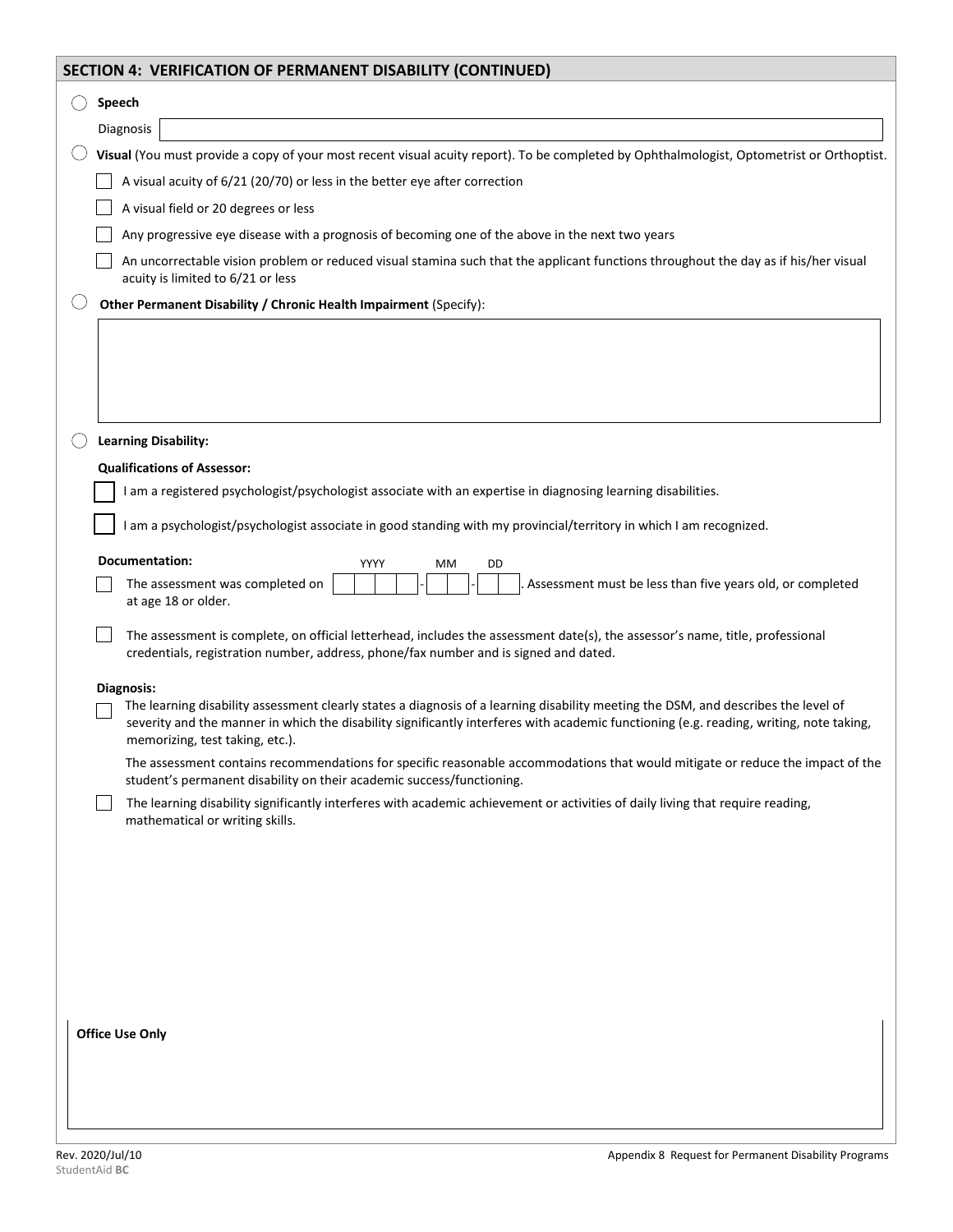## SECTION 4: VERIFICATION OF PERMANENT DISABILITY (CONTINUED)

◯ **Speech**

Diagnosis ____________________

◯ **Visual** (You must provide a copy of your most recent visual acuity report). To be completed by Ophthalmologist, Optometrist or Orthoptist.

- ☐ A visual acuity of 6/21 (20/70) or less in the better eye after correction
- ☐ A visual field or 20 degrees or less
- ☐ Any progressive eye disease with a prognosis of becoming one of the above in the next two years
- ☐ An uncorrectable vision problem or reduced visual stamina such that the applicant functions throughout the day as if his/her visual acuity is limited to 6/21 or less

◯ **Other Permanent Disability / Chronic Health Impairment** (Specify):

____________________

◯ **Learning Disability:**

**Qualifications of Assessor:**

- ☐ I am a registered psychologist/psychologist associate with an expertise in diagnosing learning disabilities.
- ☐ I am a psychologist/psychologist associate in good standing with my provincial/territory in which I am recognized.

**Documentation:**

- ☐ The assessment was completed on ____ - __ - __ (YYYY-MM-DD). Assessment must be less than five years old, or completed at age 18 or older.
- ☐ The assessment is complete, on official letterhead, includes the assessment date(s), the assessor's name, title, professional credentials, registration number, address, phone/fax number and is signed and dated.

**Diagnosis:**

- ☐ The learning disability assessment clearly states a diagnosis of a learning disability meeting the DSM, and describes the level of severity and the manner in which the disability significantly interferes with academic functioning (e.g. reading, writing, note taking, memorizing, test taking, etc.).

  The assessment contains recommendations for specific reasonable accommodations that would mitigate or reduce the impact of the student's permanent disability on their academic success/functioning.
- ☐ The learning disability significantly interferes with academic achievement or activities of daily living that require reading, mathematical or writing skills.

**Office Use Only**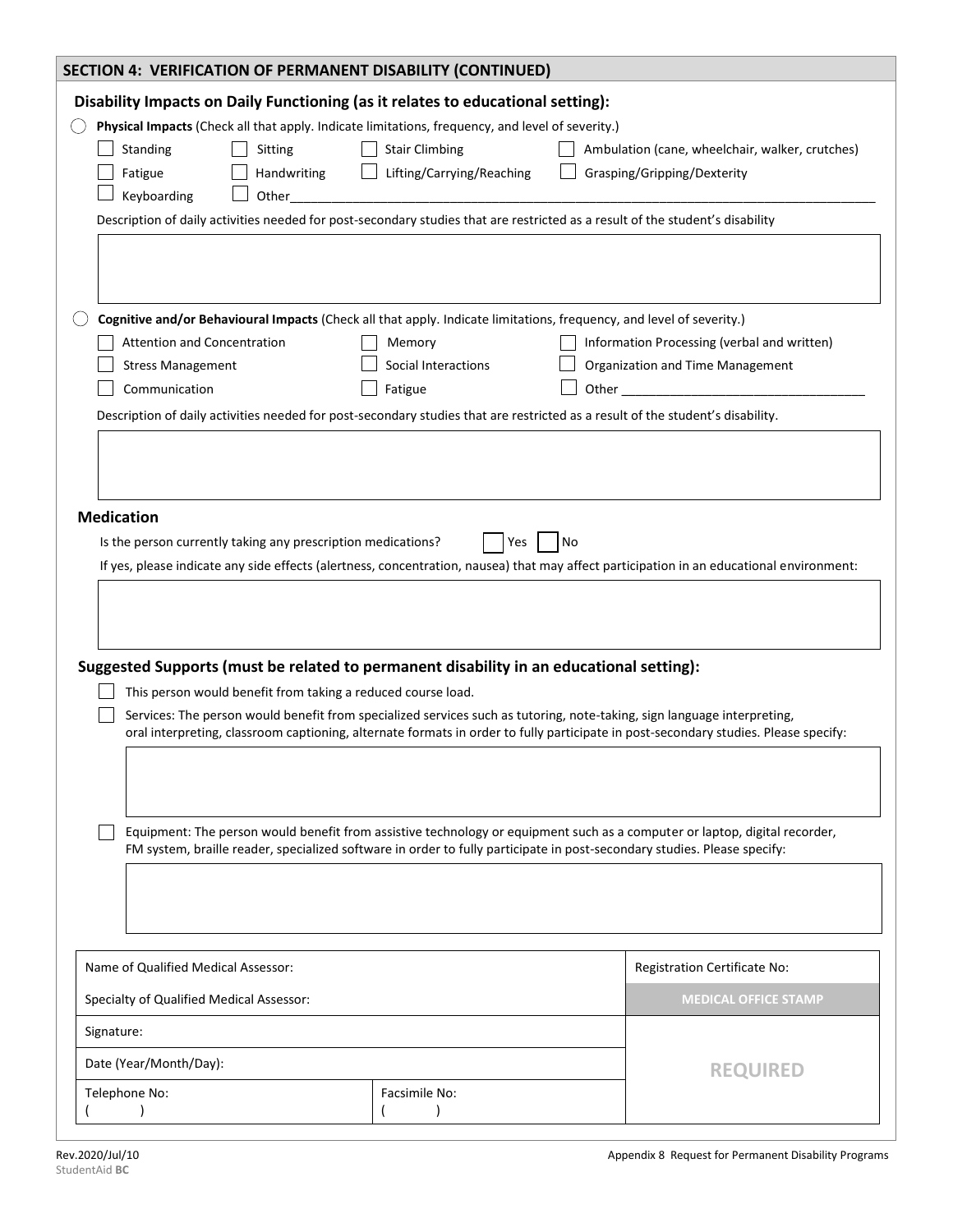## SECTION 4: VERIFICATION OF PERMANENT DISABILITY (CONTINUED)

### Disability Impacts on Daily Functioning (as it relates to educational setting):

○ **Physical Impacts** (Check all that apply. Indicate limitations, frequency, and level of severity.)

- ☐ Standing
- ☐ Sitting
- ☐ Stair Climbing
- ☐ Ambulation (cane, wheelchair, walker, crutches)
- ☐ Fatigue
- ☐ Handwriting
- ☐ Lifting/Carrying/Reaching
- ☐ Grasping/Gripping/Dexterity
- ☐ Keyboarding
- ☐ Other_______________________________________________

Description of daily activities needed for post-secondary studies that are restricted as a result of the student's disability

○ **Cognitive and/or Behavioural Impacts** (Check all that apply. Indicate limitations, frequency, and level of severity.)

- ☐ Attention and Concentration
- ☐ Memory
- ☐ Information Processing (verbal and written)
- ☐ Stress Management
- ☐ Social Interactions
- ☐ Organization and Time Management
- ☐ Communication
- ☐ Fatigue
- ☐ Other ___________________________

Description of daily activities needed for post-secondary studies that are restricted as a result of the student's disability.

### Medication

Is the person currently taking any prescription medications? ☐ Yes ☐ No

If yes, please indicate any side effects (alertness, concentration, nausea) that may affect participation in an educational environment:

### Suggested Supports (must be related to permanent disability in an educational setting):

- ☐ This person would benefit from taking a reduced course load.
- ☐ Services: The person would benefit from specialized services such as tutoring, note-taking, sign language interpreting, oral interpreting, classroom captioning, alternate formats in order to fully participate in post-secondary studies. Please specify:
- ☐ Equipment: The person would benefit from assistive technology or equipment such as a computer or laptop, digital recorder, FM system, braille reader, specialized software in order to fully participate in post-secondary studies. Please specify:

| | | |
|---|---|---|
| Name of Qualified Medical Assessor: | | Registration Certificate No: |
| Specialty of Qualified Medical Assessor: | | **MEDICAL OFFICE STAMP** |
| Signature: | | **REQUIRED** |
| Date (Year/Month/Day): | | |
| Telephone No: ( ) | Facsimile No: ( ) | |

Rev.2020/Jul/10
StudentAid **BC**

Appendix 8 Request for Permanent Disability Programs